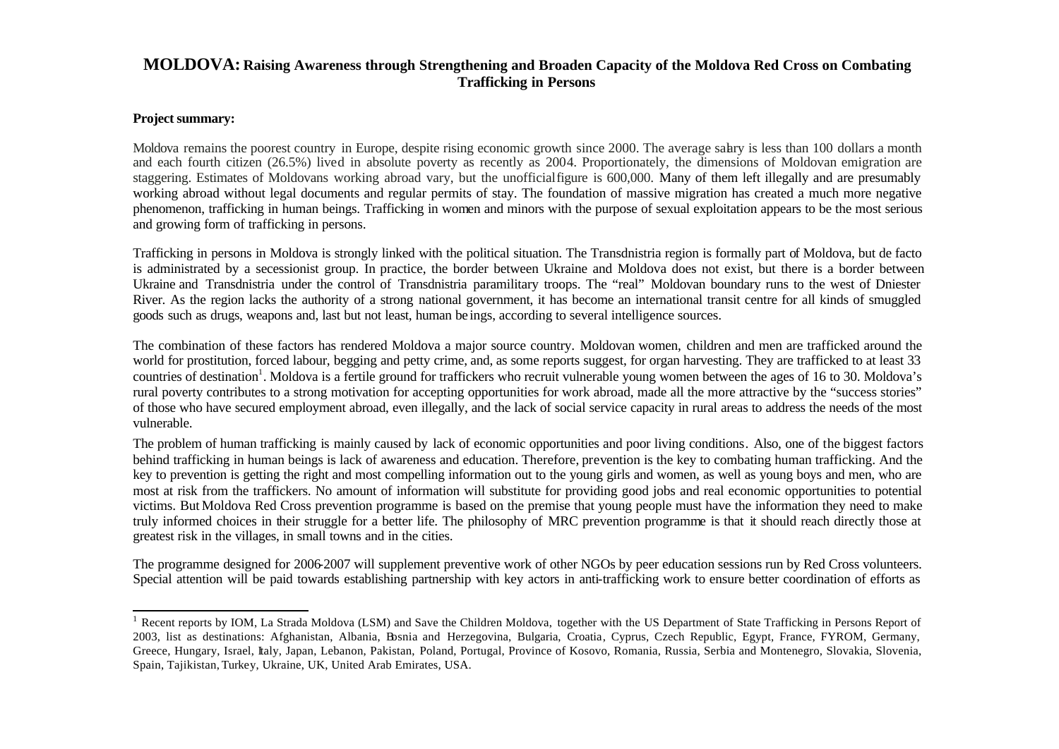# MOLDOVA: Raising Awareness through Strengthening and Broaden Capacity of the Moldova Red Cross on Combating Trafficking in Persons

**Project summary:**

Moldova remains the poorest country in Europe, despite rising economic growth since 2000. The average salary is less than 100 dollars a month and each fourth citizen (26.5%) lived in absolute poverty as recently as 2004. Proportionately, the dimensions of Moldovan emigration are staggering. Estimates of Moldovans working abroad vary, but the unofficial figure is 600,000. Many of them left illegally and are presumably working abroad without legal documents and regular permits of stay. The foundation of massive migration has created a much more negative phenomenon, trafficking in human beings. Trafficking in women and minors with the purpose of sexual exploitation appears to be the most serious and growing form of trafficking in persons.

Trafficking in persons in Moldova is strongly linked with the political situation. The Transdnistria region is formally part of Moldova, but de facto is administrated by a secessionist group. In practice, the border between Ukraine and Moldova does not exist, but there is a border between Ukraine and Transdnistria under the control of Transdnistria paramilitary troops. The "real" Moldovan boundary runs to the west of Dniester River. As the region lacks the authority of a strong national government, it has become an international transit centre for all kinds of smuggled goods such as drugs, weapons and, last but not least, human beings, according to several intelligence sources.

The combination of these factors has rendered Moldova a major source country. Moldovan women, children and men are trafficked around the world for prostitution, forced labour, begging and petty crime, and, as some reports suggest, for organ harvesting. They are trafficked to at least 33 countries of destination[1]. Moldova is a fertile ground for traffickers who recruit vulnerable young women between the ages of 16 to 30. Moldova's rural poverty contributes to a strong motivation for accepting opportunities for work abroad, made all the more attractive by the "success stories" of those who have secured employment abroad, even illegally, and the lack of social service capacity in rural areas to address the needs of the most vulnerable.

The problem of human trafficking is mainly caused by lack of economic opportunities and poor living conditions. Also, one of the biggest factors behind trafficking in human beings is lack of awareness and education. Therefore, prevention is the key to combating human trafficking. And the key to prevention is getting the right and most compelling information out to the young girls and women, as well as young boys and men, who are most at risk from the traffickers. No amount of information will substitute for providing good jobs and real economic opportunities to potential victims. But Moldova Red Cross prevention programme is based on the premise that young people must have the information they need to make truly informed choices in their struggle for a better life. The philosophy of MRC prevention programme is that it should reach directly those at greatest risk in the villages, in small towns and in the cities.

The programme designed for 2006-2007 will supplement preventive work of other NGOs by peer education sessions run by Red Cross volunteers. Special attention will be paid towards establishing partnership with key actors in anti-trafficking work to ensure better coordination of efforts as

---

[1] Recent reports by IOM, La Strada Moldova (LSM) and Save the Children Moldova, together with the US Department of State Trafficking in Persons Report of 2003, list as destinations: Afghanistan, Albania, Bosnia and Herzegovina, Bulgaria, Croatia, Cyprus, Czech Republic, Egypt, France, FYROM, Germany, Greece, Hungary, Israel, Italy, Japan, Lebanon, Pakistan, Poland, Portugal, Province of Kosovo, Romania, Russia, Serbia and Montenegro, Slovakia, Slovenia, Spain, Tajikistan, Turkey, Ukraine, UK, United Arab Emirates, USA.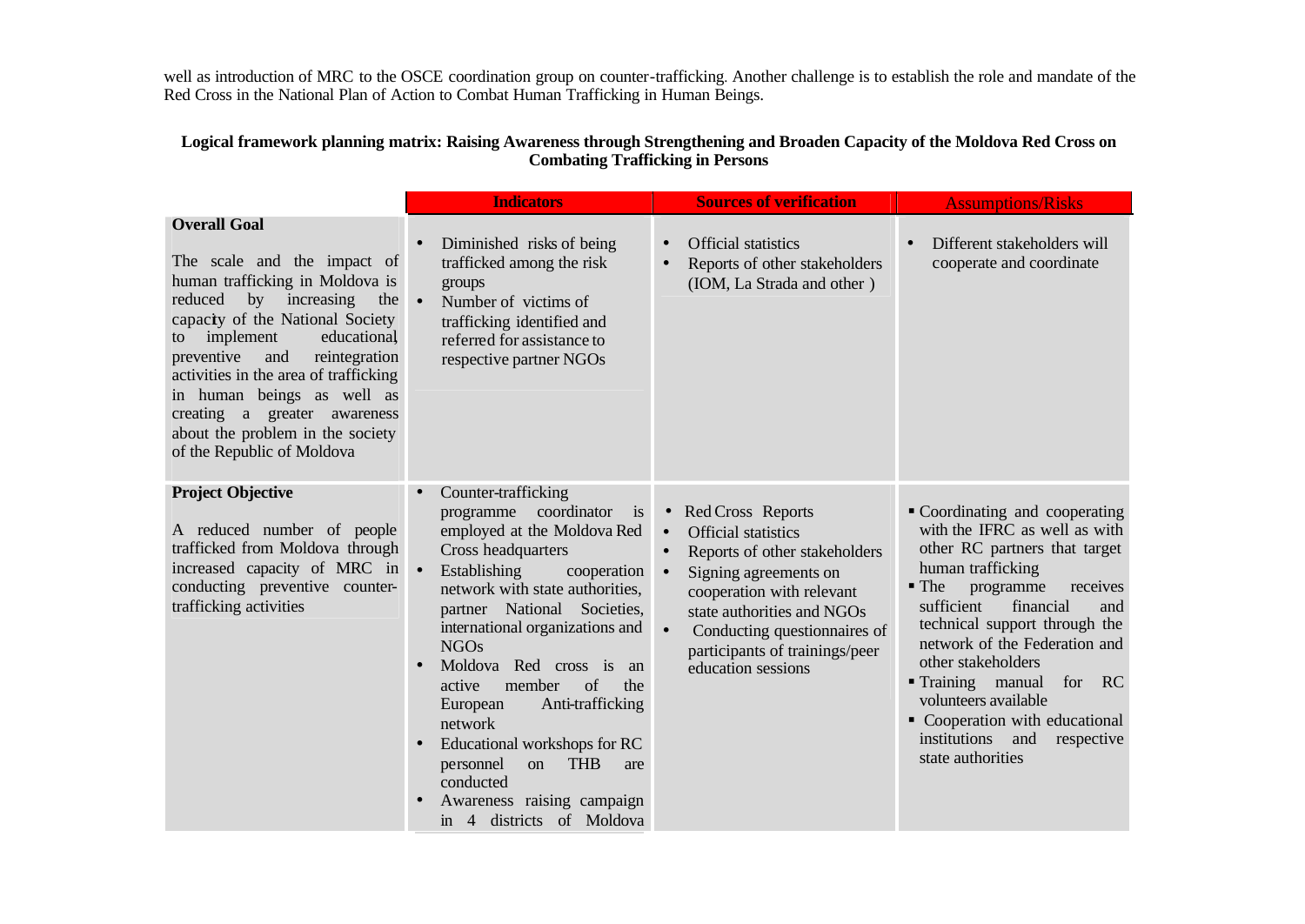well as introduction of MRC to the OSCE coordination group on counter-trafficking. Another challenge is to establish the role and mandate of the Red Cross in the National Plan of Action to Combat Human Trafficking in Human Beings.

**Logical framework planning matrix: Raising Awareness through Strengthening and Broaden Capacity of the Moldova Red Cross on Combating Trafficking in Persons**

| | Indicators | Sources of verification | Assumptions/Risks |
|---|---|---|---|
| **Overall Goal**<br><br>The scale and the impact of human trafficking in Moldova is reduced by increasing the capacity of the National Society to implement educational, preventive and reintegration activities in the area of trafficking in human beings as well as creating a greater awareness about the problem in the society of the Republic of Moldova | • Diminished risks of being trafficked among the risk groups<br>• Number of victims of trafficking identified and referred for assistance to respective partner NGOs | • Official statistics<br>• Reports of other stakeholders (IOM, La Strada and other ) | • Different stakeholders will cooperate and coordinate |
| **Project Objective**<br><br>A reduced number of people trafficked from Moldova through increased capacity of MRC in conducting preventive counter-trafficking activities | • Counter-trafficking programme coordinator is employed at the Moldova Red Cross headquarters<br>• Establishing cooperation network with state authorities, partner National Societies, international organizations and NGOs<br>• Moldova Red cross is an active member of the European Anti-trafficking network<br>• Educational workshops for RC personnel on THB are conducted<br>• Awareness raising campaign in 4 districts of Moldova | • Red Cross Reports<br>• Official statistics<br>• Reports of other stakeholders<br>• Signing agreements on cooperation with relevant state authorities and NGOs<br>• Conducting questionnaires of participants of trainings/peer education sessions | ▪ Coordinating and cooperating with the IFRC as well as with other RC partners that target human trafficking<br>▪ The programme receives sufficient financial and technical support through the network of the Federation and other stakeholders<br>▪ Training manual for RC volunteers available<br>▪ Cooperation with educational institutions and respective state authorities |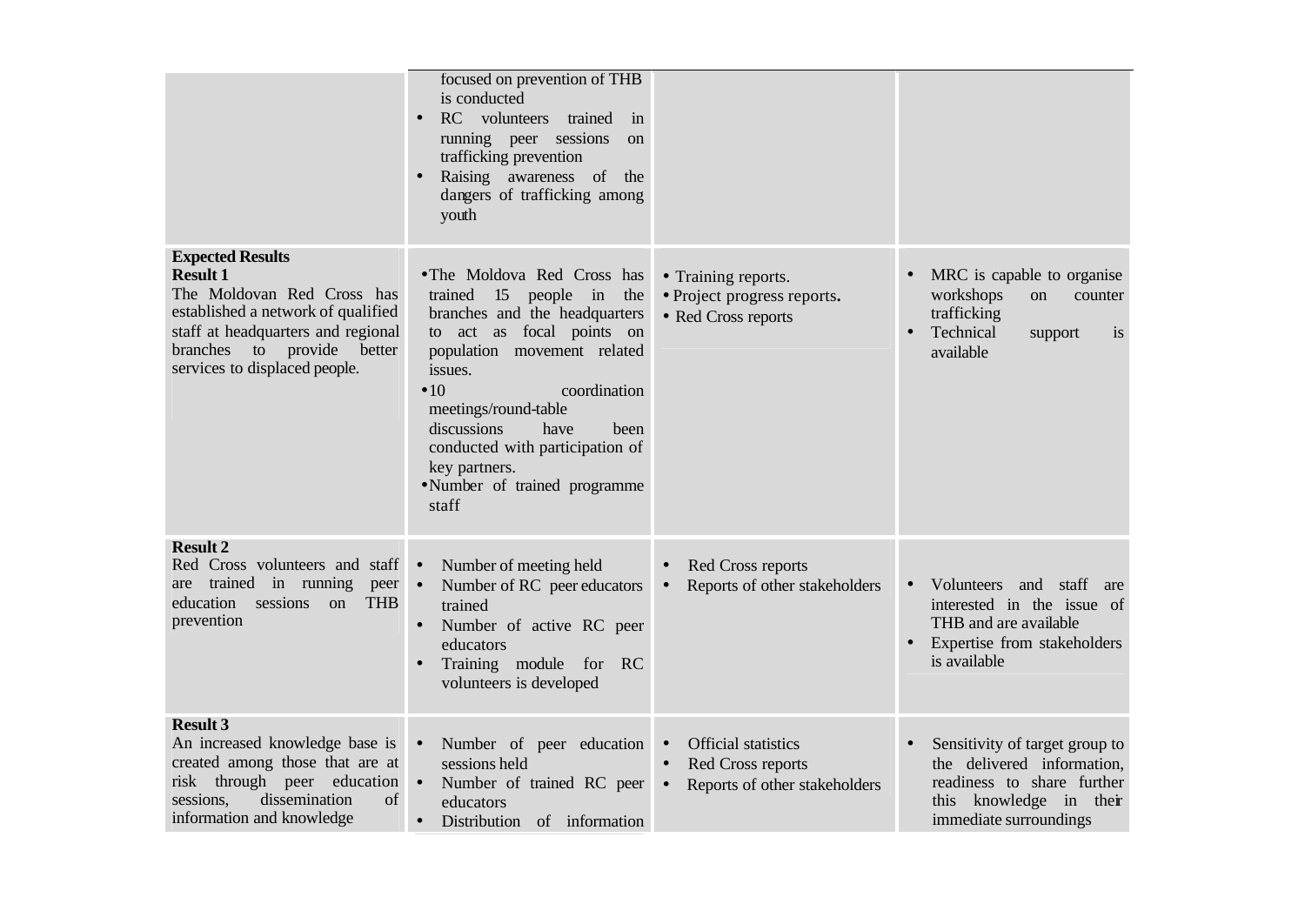| | | | |
|---|---|---|---|
| | focused on prevention of THB is conducted<br>• RC volunteers trained in running peer sessions on trafficking prevention<br>• Raising awareness of the dangers of trafficking among youth | | |
| **Expected Results**<br>**Result 1**<br>The Moldovan Red Cross has established a network of qualified staff at headquarters and regional branches to provide better services to displaced people. | • The Moldova Red Cross has trained 15 people in the branches and the headquarters to act as focal points on population movement related issues.<br>• 10 coordination meetings/round-table discussions have been conducted with participation of key partners.<br>• Number of trained programme staff | • Training reports.<br>• Project progress reports.<br>• Red Cross reports | • MRC is capable to organise workshops on counter trafficking<br>• Technical support is available |
| **Result 2**<br>Red Cross volunteers and staff are trained in running peer education sessions on THB prevention | • Number of meeting held<br>• Number of RC peer educators trained<br>• Number of active RC peer educators<br>• Training module for RC volunteers is developed | • Red Cross reports<br>• Reports of other stakeholders | • Volunteers and staff are interested in the issue of THB and are available<br>• Expertise from stakeholders is available |
| **Result 3**<br>An increased knowledge base is created among those that are at risk through peer education sessions, dissemination of information and knowledge | • Number of peer education sessions held<br>• Number of trained RC peer educators<br>• Distribution of information | • Official statistics<br>• Red Cross reports<br>• Reports of other stakeholders | • Sensitivity of target group to the delivered information, readiness to share further this knowledge in their immediate surroundings |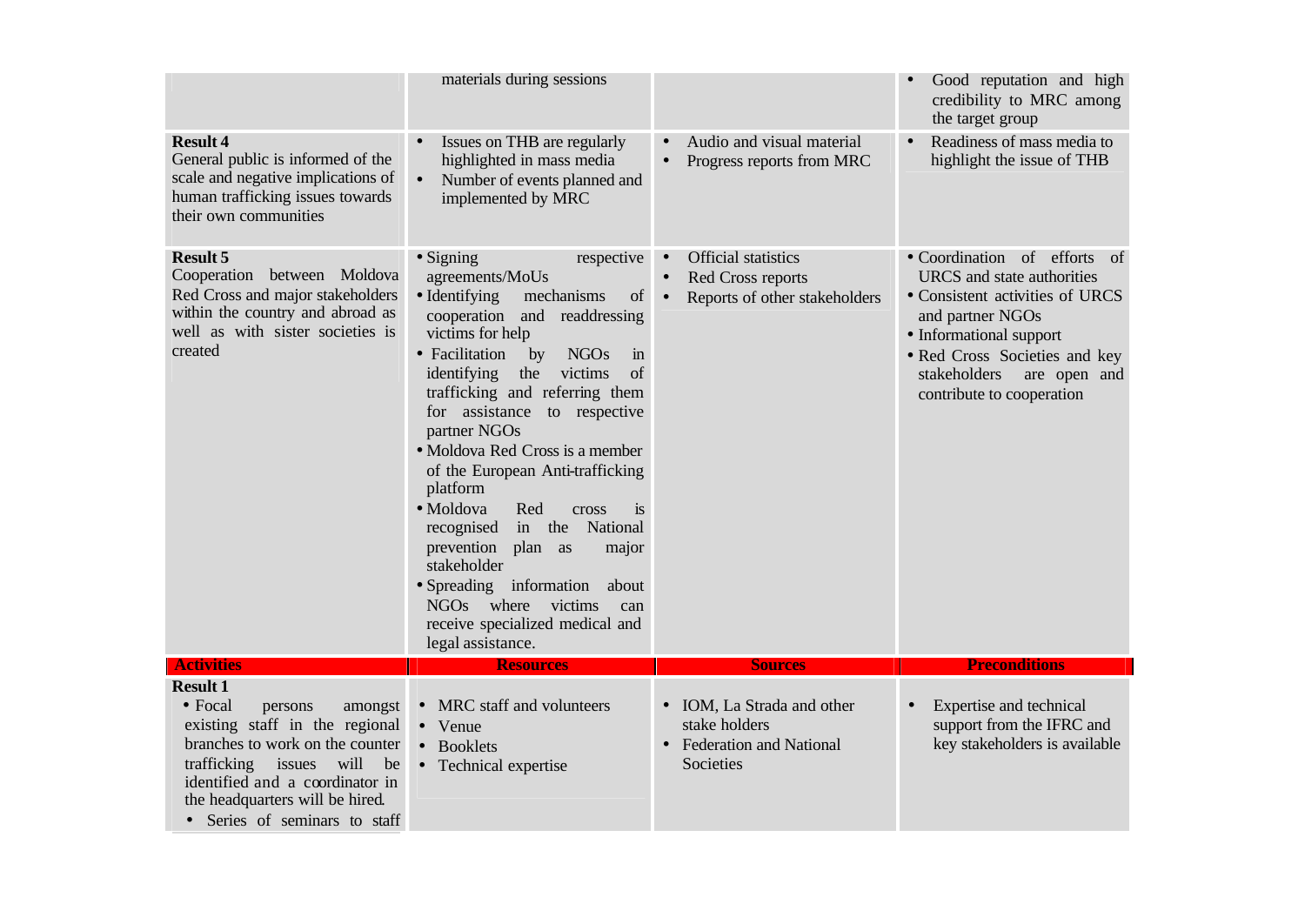| | | | |
|---|---|---|---|
| | materials during sessions | | • Good reputation and high credibility to MRC among the target group |
| **Result 4** General public is informed of the scale and negative implications of human trafficking issues towards their own communities | • Issues on THB are regularly highlighted in mass media • Number of events planned and implemented by MRC | • Audio and visual material • Progress reports from MRC | • Readiness of mass media to highlight the issue of THB |
| **Result 5** Cooperation between Moldova Red Cross and major stakeholders within the country and abroad as well as with sister societies is created | • Signing respective agreements/MoUs • Identifying mechanisms of cooperation and readdressing victims for help • Facilitation by NGOs in identifying the victims of trafficking and referring them for assistance to respective partner NGOs • Moldova Red Cross is a member of the European Anti-trafficking platform • Moldova Red cross is recognised in the National prevention plan as major stakeholder • Spreading information about NGOs where victims can receive specialized medical and legal assistance. | • Official statistics • Red Cross reports • Reports of other stakeholders | • Coordination of efforts of URCS and state authorities • Consistent activities of URCS and partner NGOs • Informational support • Red Cross Societies and key stakeholders are open and contribute to cooperation |
| **Activities** | **Resources** | **Sources** | **Preconditions** |
| **Result 1** • Focal persons amongst existing staff in the regional branches to work on the counter trafficking issues will be identified and a coordinator in the headquarters will be hired. • Series of seminars to staff | • MRC staff and volunteers • Venue • Booklets • Technical expertise | • IOM, La Strada and other stake holders • Federation and National Societies | • Expertise and technical support from the IFRC and key stakeholders is available |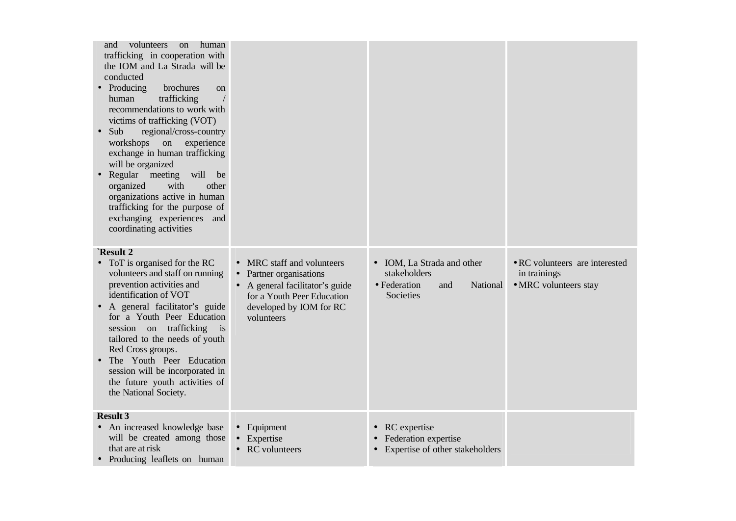| | | | |
|---|---|---|---|
| and volunteers on human trafficking in cooperation with the IOM and La Strada will be conducted<br>• Producing brochures on human trafficking / recommendations to work with victims of trafficking (VOT)<br>• Sub regional/cross-country workshops on experience exchange in human trafficking will be organized<br>• Regular meeting will be organized with other organizations active in human trafficking for the purpose of exchanging experiences and coordinating activities | | | |
| **`Result 2**<br>• ToT is organised for the RC volunteers and staff on running prevention activities and identification of VOT<br>• A general facilitator's guide for a Youth Peer Education session on trafficking is tailored to the needs of youth Red Cross groups.<br>• The Youth Peer Education session will be incorporated in the future youth activities of the National Society. | • MRC staff and volunteers<br>• Partner organisations<br>• A general facilitator's guide for a Youth Peer Education developed by IOM for RC volunteers | • IOM, La Strada and other stakeholders<br>• Federation and National Societies | • RC volunteers are interested in trainings<br>• MRC volunteers stay |
| **Result 3**<br>• An increased knowledge base will be created among those that are at risk<br>• Producing leaflets on human | • Equipment<br>• Expertise<br>• RC volunteers | • RC expertise<br>• Federation expertise<br>• Expertise of other stakeholders | |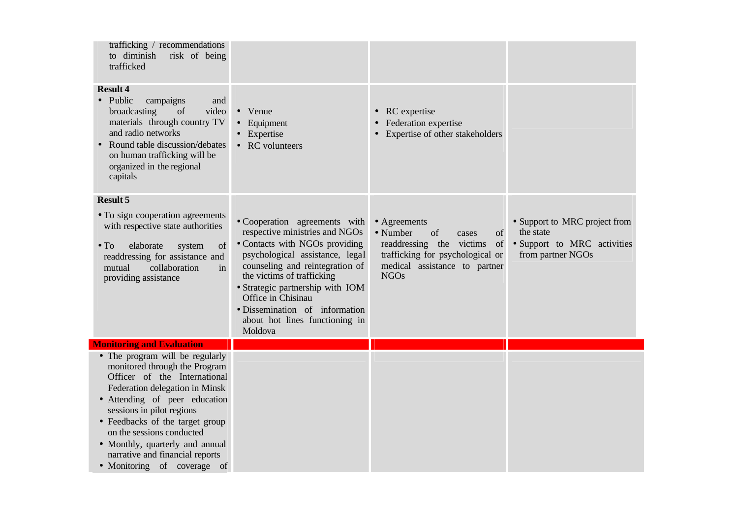| | | | |
|---|---|---|---|
| trafficking / recommendations to diminish risk of being trafficked | | | |
| **Result 4**<br>• Public campaigns and broadcasting of video materials through country TV and radio networks<br>• Round table discussion/debates on human trafficking will be organized in the regional capitals | • Venue<br>• Equipment<br>• Expertise<br>• RC volunteers | • RC expertise<br>• Federation expertise<br>• Expertise of other stakeholders | |
| **Result 5**<br>• To sign cooperation agreements with respective state authorities<br>• To elaborate system of readdressing for assistance and mutual collaboration in providing assistance | • Cooperation agreements with respective ministries and NGOs<br>• Contacts with NGOs providing psychological assistance, legal counseling and reintegration of the victims of trafficking<br>• Strategic partnership with IOM Office in Chisinau<br>• Dissemination of information about hot lines functioning in Moldova | • Agreements<br>• Number of cases of readdressing the victims of trafficking for psychological or medical assistance to partner NGOs | • Support to MRC project from the state<br>• Support to MRC activities from partner NGOs |
| **Monitoring and Evaluation** | | | |
| • The program will be regularly monitored through the Program Officer of the International Federation delegation in Minsk<br>• Attending of peer education sessions in pilot regions<br>• Feedbacks of the target group on the sessions conducted<br>• Monthly, quarterly and annual narrative and financial reports<br>• Monitoring of coverage of | | | |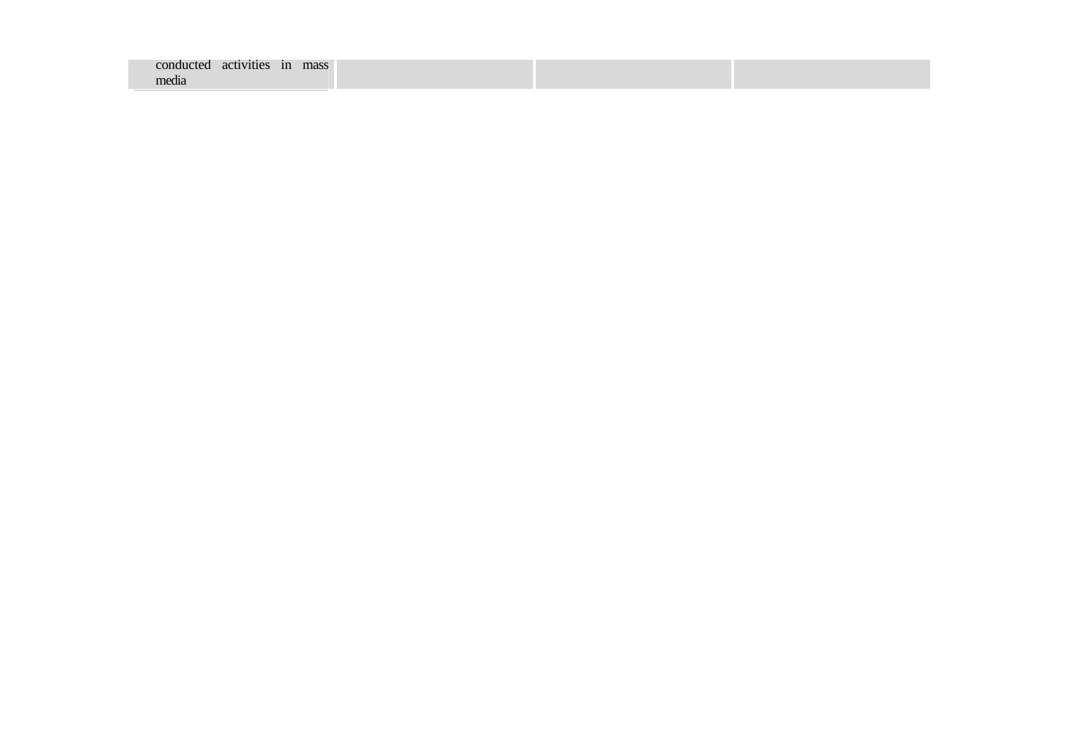| | | | |
|---|---|---|---|
| conducted activities in mass media | | | |